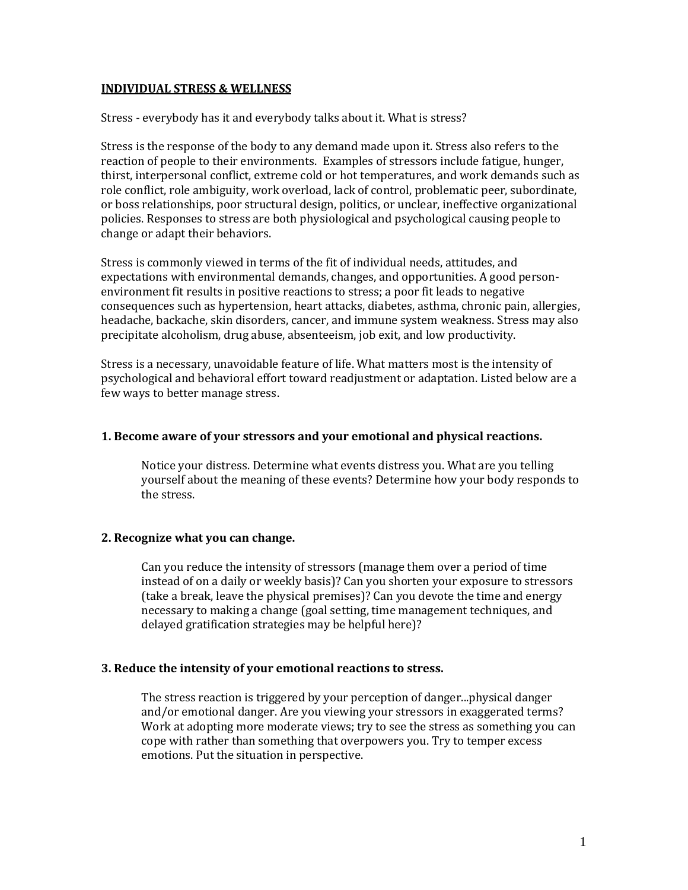# INDIVIDUAL STRESS & WELLNESS

Stress - everybody has it and everybody talks about it. What is stress?

Stress is the response of the body to any demand made upon it. Stress also refers to the reaction of people to their environments. Examples of stressors include fatigue, hunger, thirst, interpersonal conflict, extreme cold or hot temperatures, and work demands such as role conflict, role ambiguity, work overload, lack of control, problematic peer, subordinate, or boss relationships, poor structural design, politics, or unclear, ineffective organizational policies. Responses to stress are both physiological and psychological causing people to change or adapt their behaviors.

Stress is commonly viewed in terms of the fit of individual needs, attitudes, and expectations with environmental demands, changes, and opportunities. A good person-environment fit results in positive reactions to stress; a poor fit leads to negative consequences such as hypertension, heart attacks, diabetes, asthma, chronic pain, allergies, headache, backache, skin disorders, cancer, and immune system weakness. Stress may also precipitate alcoholism, drug abuse, absenteeism, job exit, and low productivity.

Stress is a necessary, unavoidable feature of life. What matters most is the intensity of psychological and behavioral effort toward readjustment or adaptation. Listed below are a few ways to better manage stress.

### 1. Become aware of your stressors and your emotional and physical reactions.

Notice your distress. Determine what events distress you. What are you telling yourself about the meaning of these events? Determine how your body responds to the stress.

### 2. Recognize what you can change.

Can you reduce the intensity of stressors (manage them over a period of time instead of on a daily or weekly basis)? Can you shorten your exposure to stressors (take a break, leave the physical premises)? Can you devote the time and energy necessary to making a change (goal setting, time management techniques, and delayed gratification strategies may be helpful here)?

### 3. Reduce the intensity of your emotional reactions to stress.

The stress reaction is triggered by your perception of danger...physical danger and/or emotional danger. Are you viewing your stressors in exaggerated terms? Work at adopting more moderate views; try to see the stress as something you can cope with rather than something that overpowers you. Try to temper excess emotions. Put the situation in perspective.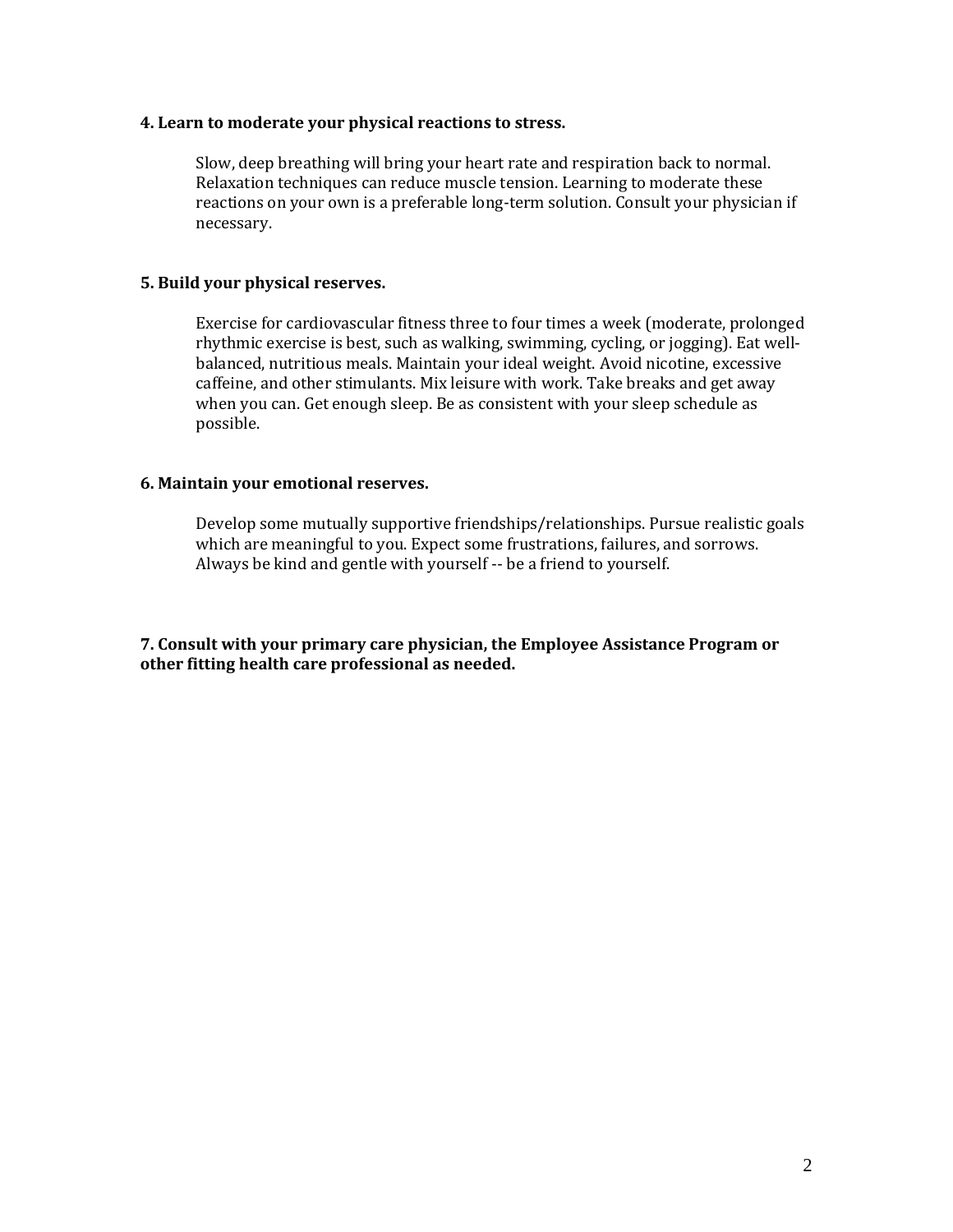**4. Learn to moderate your physical reactions to stress.**

Slow, deep breathing will bring your heart rate and respiration back to normal. Relaxation techniques can reduce muscle tension. Learning to moderate these reactions on your own is a preferable long-term solution. Consult your physician if necessary.

**5. Build your physical reserves.**

Exercise for cardiovascular fitness three to four times a week (moderate, prolonged rhythmic exercise is best, such as walking, swimming, cycling, or jogging). Eat well-balanced, nutritious meals. Maintain your ideal weight. Avoid nicotine, excessive caffeine, and other stimulants. Mix leisure with work. Take breaks and get away when you can. Get enough sleep. Be as consistent with your sleep schedule as possible.

**6. Maintain your emotional reserves.**

Develop some mutually supportive friendships/relationships. Pursue realistic goals which are meaningful to you. Expect some frustrations, failures, and sorrows. Always be kind and gentle with yourself -- be a friend to yourself.

**7. Consult with your primary care physician, the Employee Assistance Program or other fitting health care professional as needed.**